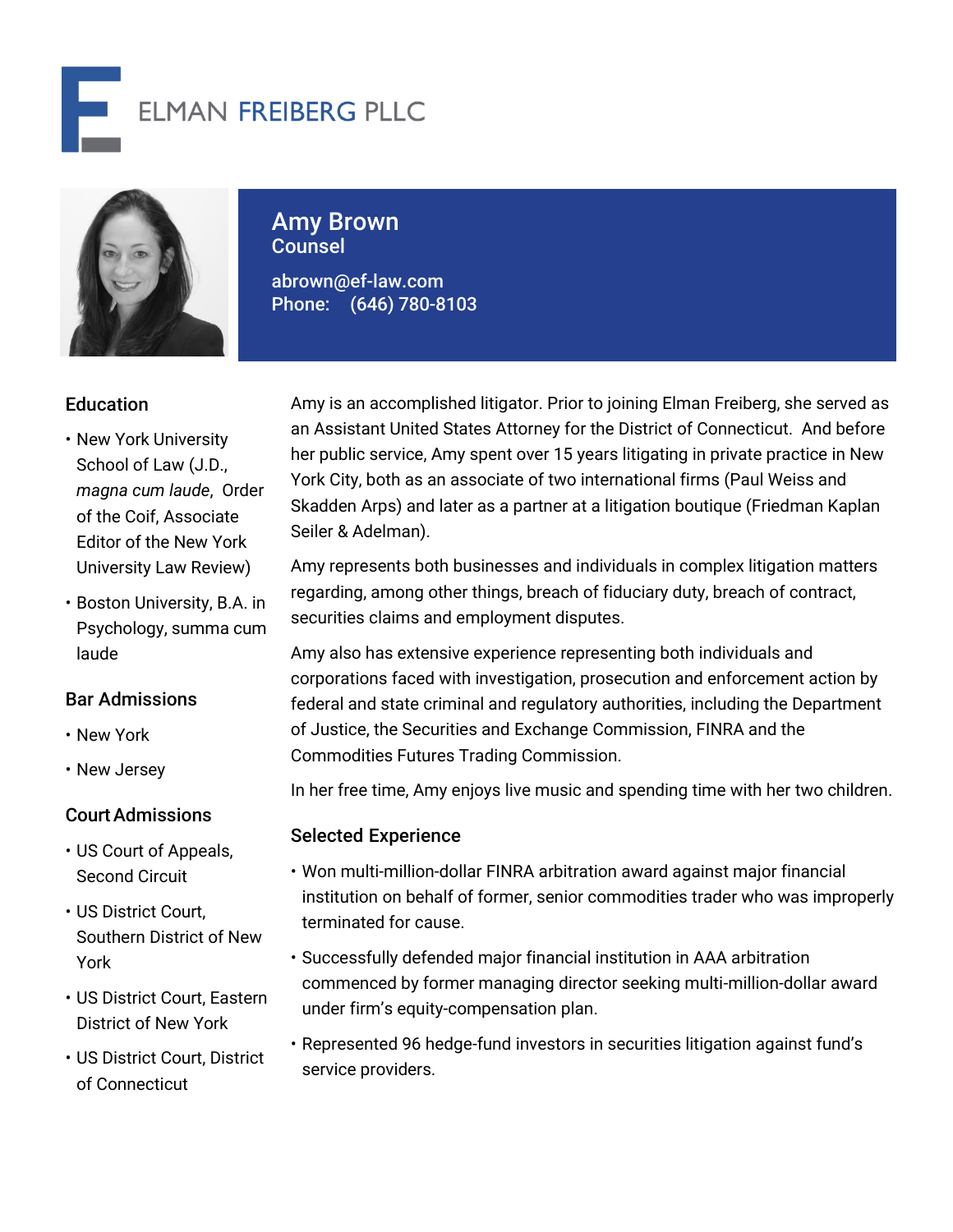# ELMAN FREIBERG PLLC

## Amy Brown
### Counsel

abrown@ef-law.com
Phone: (646) 780-8103

### Education

- New York University School of Law (J.D., *magna cum laude*, Order of the Coif, Associate Editor of the New York University Law Review)
- Boston University, B.A. in Psychology, summa cum laude

### Bar Admissions

- New York
- New Jersey

### Court Admissions

- US Court of Appeals, Second Circuit
- US District Court, Southern District of New York
- US District Court, Eastern District of New York
- US District Court, District of Connecticut

Amy is an accomplished litigator. Prior to joining Elman Freiberg, she served as an Assistant United States Attorney for the District of Connecticut. And before her public service, Amy spent over 15 years litigating in private practice in New York City, both as an associate of two international firms (Paul Weiss and Skadden Arps) and later as a partner at a litigation boutique (Friedman Kaplan Seiler & Adelman).

Amy represents both businesses and individuals in complex litigation matters regarding, among other things, breach of fiduciary duty, breach of contract, securities claims and employment disputes.

Amy also has extensive experience representing both individuals and corporations faced with investigation, prosecution and enforcement action by federal and state criminal and regulatory authorities, including the Department of Justice, the Securities and Exchange Commission, FINRA and the Commodities Futures Trading Commission.

In her free time, Amy enjoys live music and spending time with her two children.

### Selected Experience

- Won multi-million-dollar FINRA arbitration award against major financial institution on behalf of former, senior commodities trader who was improperly terminated for cause.
- Successfully defended major financial institution in AAA arbitration commenced by former managing director seeking multi-million-dollar award under firm's equity-compensation plan.
- Represented 96 hedge-fund investors in securities litigation against fund's service providers.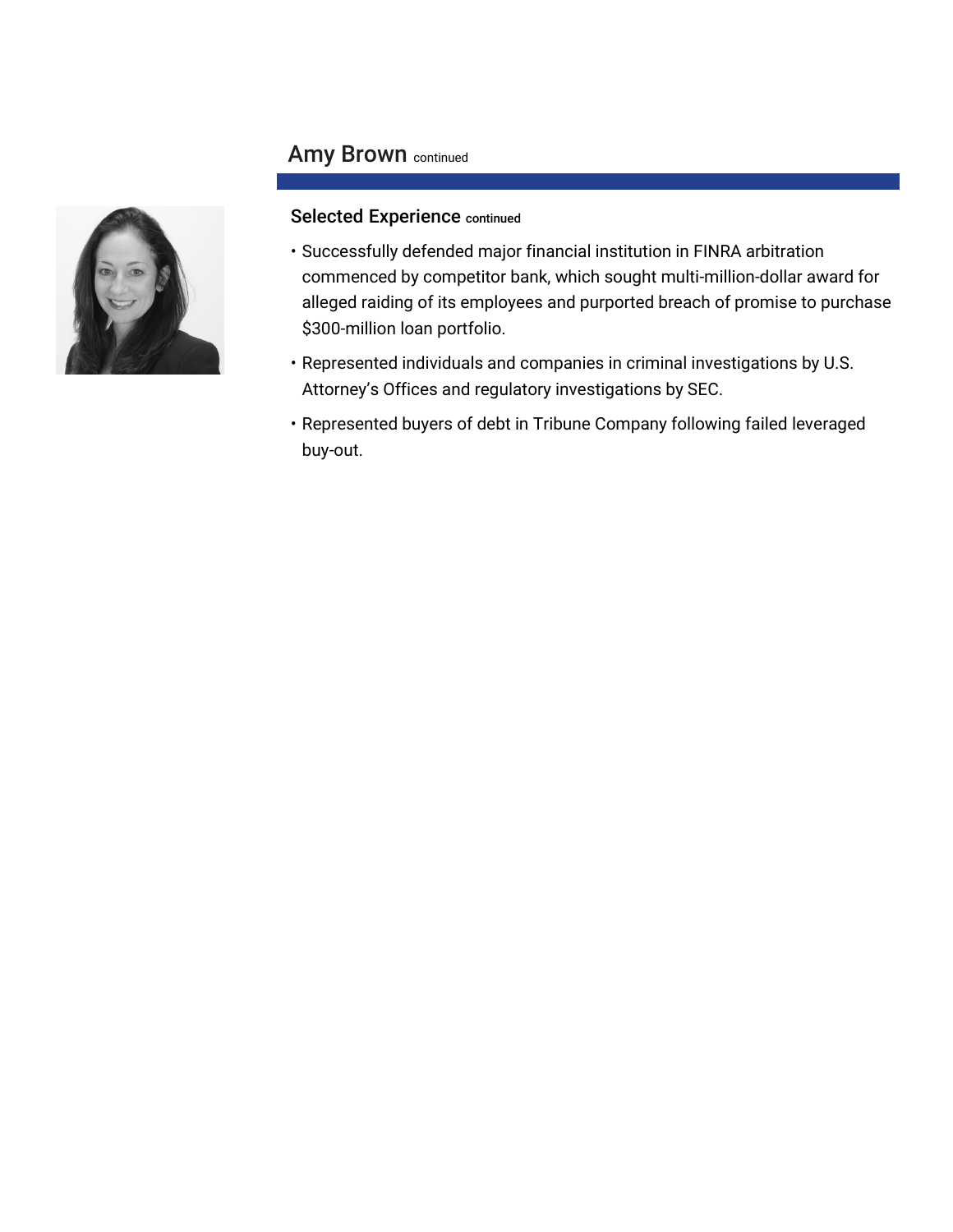## Amy Brown continued

### Selected Experience continued

- Successfully defended major financial institution in FINRA arbitration commenced by competitor bank, which sought multi-million-dollar award for alleged raiding of its employees and purported breach of promise to purchase $300-million loan portfolio.
- Represented individuals and companies in criminal investigations by U.S. Attorney's Offices and regulatory investigations by SEC.
- Represented buyers of debt in Tribune Company following failed leveraged buy-out.